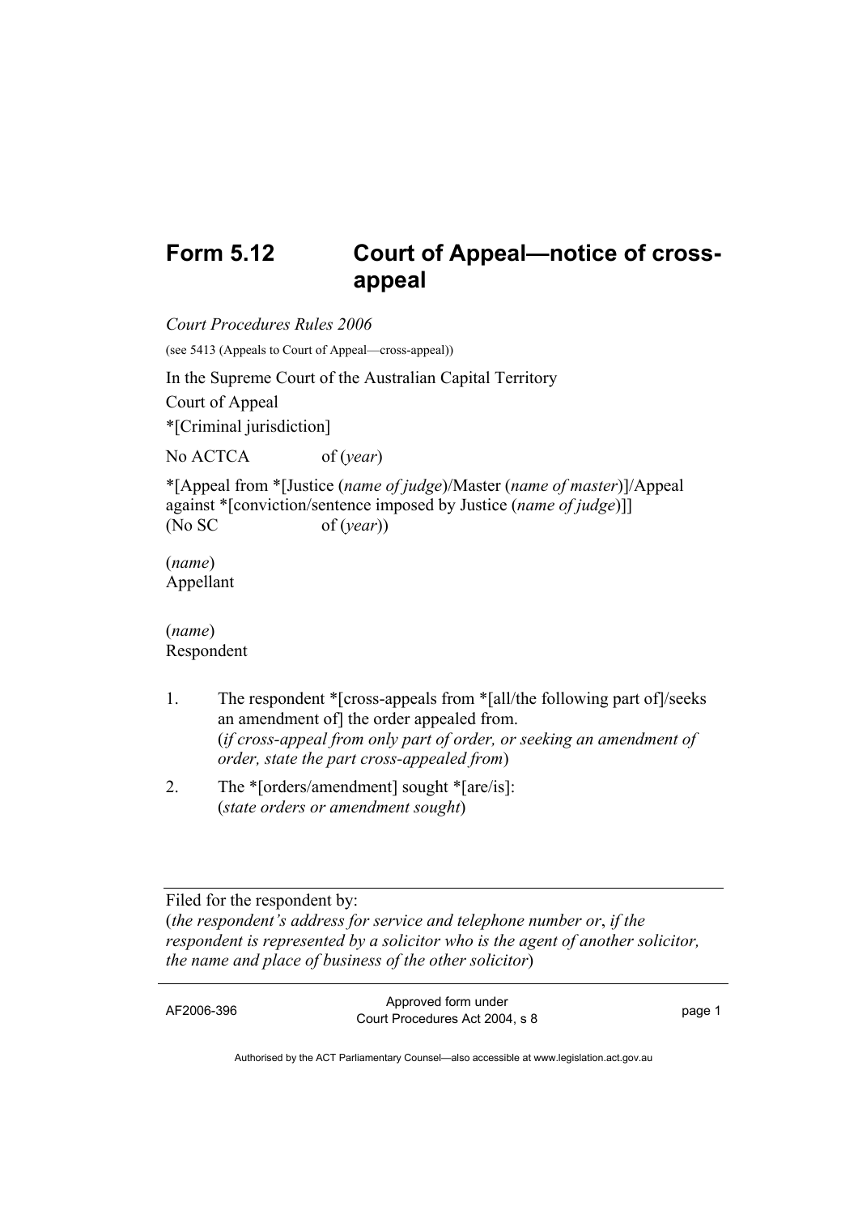# Form 5.12 Court of Appeal—notice of cross-appeal

*Court Procedures Rules 2006*

(see 5413 (Appeals to Court of Appeal—cross-appeal))

In the Supreme Court of the Australian Capital Territory

Court of Appeal

*[Criminal jurisdiction]

No ACTCA of (*year*)

*[Appeal from *[Justice (*name of judge*)/Master (*name of master*)]/Appeal against *[conviction/sentence imposed by Justice (*name of judge*)]]
(No SC of (*year*))

(*name*)
Appellant

(*name*)
Respondent

1. The respondent *[cross-appeals from *[all/the following part of]/seeks an amendment of] the order appealed from.
   (*if cross-appeal from only part of order, or seeking an amendment of order, state the part cross-appealed from*)
2. The *[orders/amendment] sought *[are/is]:
   (*state orders or amendment sought*)

---

Filed for the respondent by:
(*the respondent's address for service and telephone number or*, *if the respondent is represented by a solicitor who is the agent of another solicitor, the name and place of business of the other solicitor*)

---

AF2006-396 Approved form under Court Procedures Act 2004, s 8

Authorised by the ACT Parliamentary Counsel—also accessible at www.legislation.act.gov.au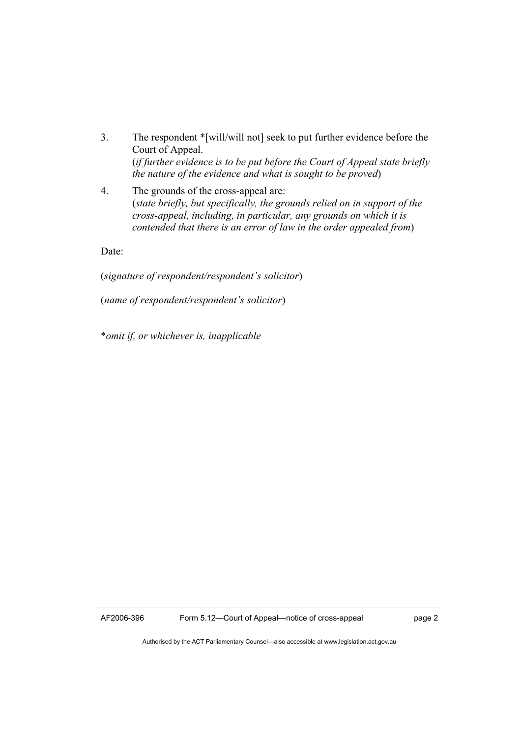3. The respondent *[will/will not] seek to put further evidence before the Court of Appeal.
   (*if further evidence is to be put before the Court of Appeal state briefly the nature of the evidence and what is sought to be proved*)

4. The grounds of the cross-appeal are:
   (*state briefly, but specifically, the grounds relied on in support of the cross-appeal, including, in particular, any grounds on which it is contended that there is an error of law in the order appealed from*)

Date:

(*signature of respondent/respondent's solicitor*)

(*name of respondent/respondent's solicitor*)

\**omit if, or whichever is, inapplicable*